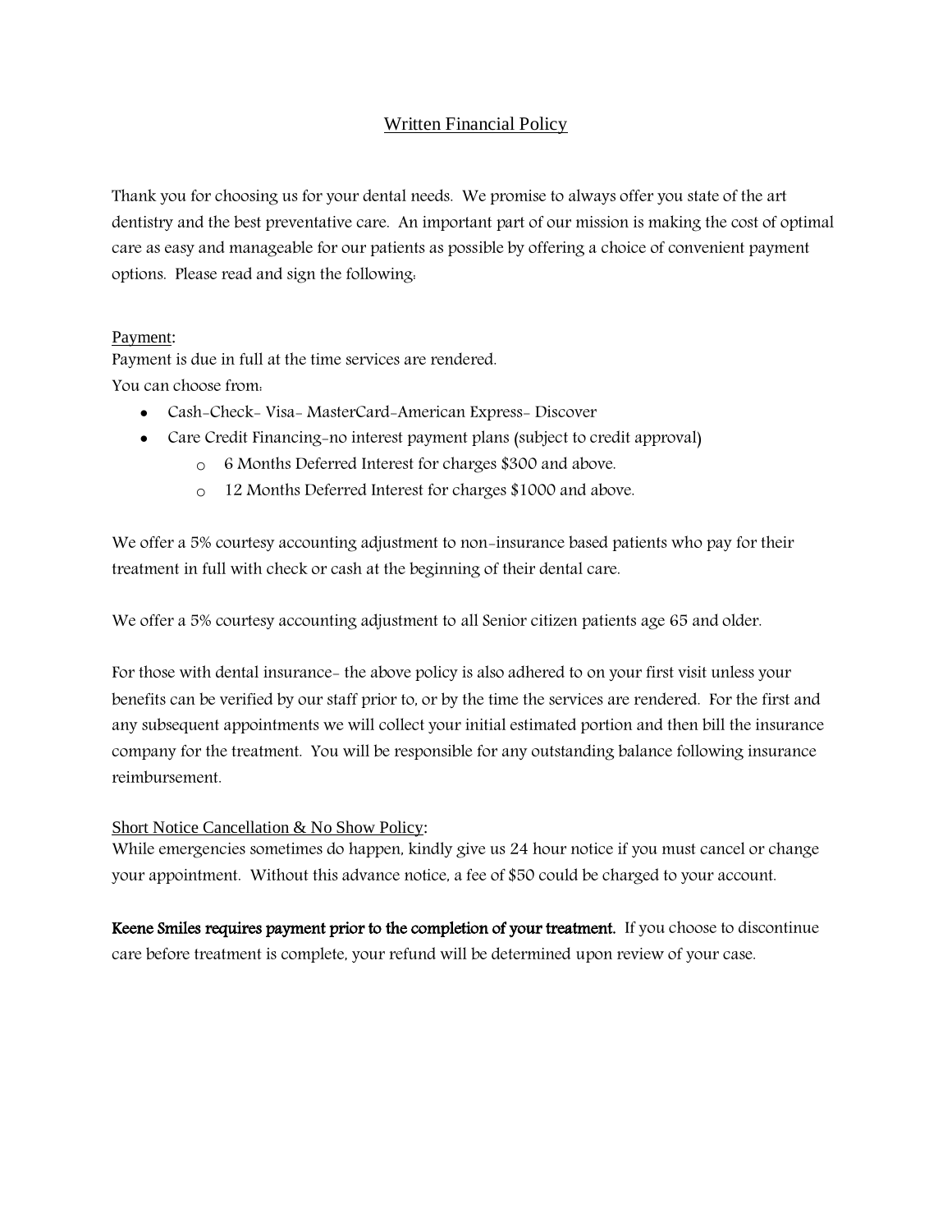# Written Financial Policy

Thank you for choosing us for your dental needs. We promise to always offer you state of the art dentistry and the best preventative care. An important part of our mission is making the cost of optimal care as easy and manageable for our patients as possible by offering a choice of convenient payment options. Please read and sign the following:

## Payment:

Payment is due in full at the time services are rendered.
You can choose from:

- Cash-Check- Visa- MasterCard-American Express- Discover
- Care Credit Financing-no interest payment plans (subject to credit approval)
  - 6 Months Deferred Interest for charges $300 and above.
  - 12 Months Deferred Interest for charges $1000 and above.

We offer a 5% courtesy accounting adjustment to non-insurance based patients who pay for their treatment in full with check or cash at the beginning of their dental care.

We offer a 5% courtesy accounting adjustment to all Senior citizen patients age 65 and older.

For those with dental insurance- the above policy is also adhered to on your first visit unless your benefits can be verified by our staff prior to, or by the time the services are rendered. For the first and any subsequent appointments we will collect your initial estimated portion and then bill the insurance company for the treatment. You will be responsible for any outstanding balance following insurance reimbursement.

## Short Notice Cancellation & No Show Policy:

While emergencies sometimes do happen, kindly give us 24 hour notice if you must cancel or change your appointment. Without this advance notice, a fee of $50 could be charged to your account.

**Keene Smiles requires payment prior to the completion of your treatment.** If you choose to discontinue care before treatment is complete, your refund will be determined upon review of your case.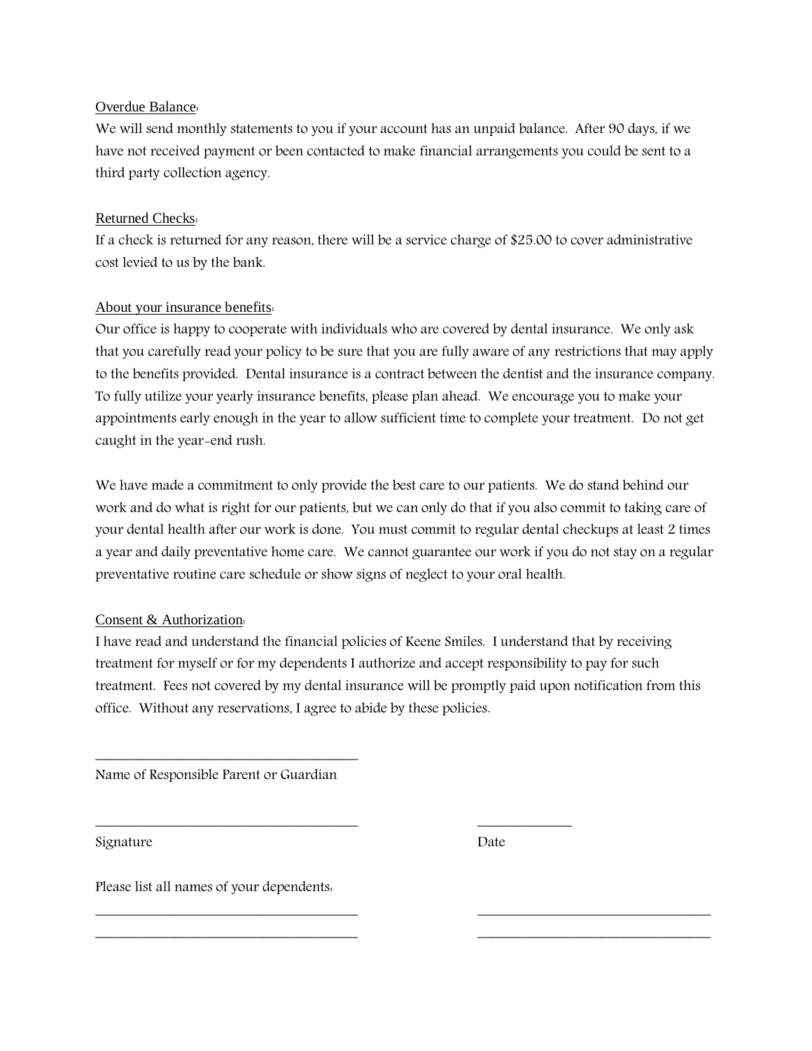Overdue Balance:

We will send monthly statements to you if your account has an unpaid balance. After 90 days, if we have not received payment or been contacted to make financial arrangements you could be sent to a third party collection agency.

Returned Checks:

If a check is returned for any reason, there will be a service charge of $25.00 to cover administrative cost levied to us by the bank.

About your insurance benefits:

Our office is happy to cooperate with individuals who are covered by dental insurance. We only ask that you carefully read your policy to be sure that you are fully aware of any restrictions that may apply to the benefits provided. Dental insurance is a contract between the dentist and the insurance company. To fully utilize your yearly insurance benefits, please plan ahead. We encourage you to make your appointments early enough in the year to allow sufficient time to complete your treatment. Do not get caught in the year-end rush.

We have made a commitment to only provide the best care to our patients. We do stand behind our work and do what is right for our patients, but we can only do that if you also commit to taking care of your dental health after our work is done. You must commit to regular dental checkups at least 2 times a year and daily preventative home care. We cannot guarantee our work if you do not stay on a regular preventative routine care schedule or show signs of neglect to your oral health.

Consent & Authorization:

I have read and understand the financial policies of Keene Smiles. I understand that by receiving treatment for myself or for my dependents I authorize and accept responsibility to pay for such treatment. Fees not covered by my dental insurance will be promptly paid upon notification from this office. Without any reservations, I agree to abide by these policies.

______________________________________

Name of Responsible Parent or Guardian

______________________________________ ______________

Signature Date

Please list all names of your dependents:

______________________________________ __________________________________

______________________________________ __________________________________